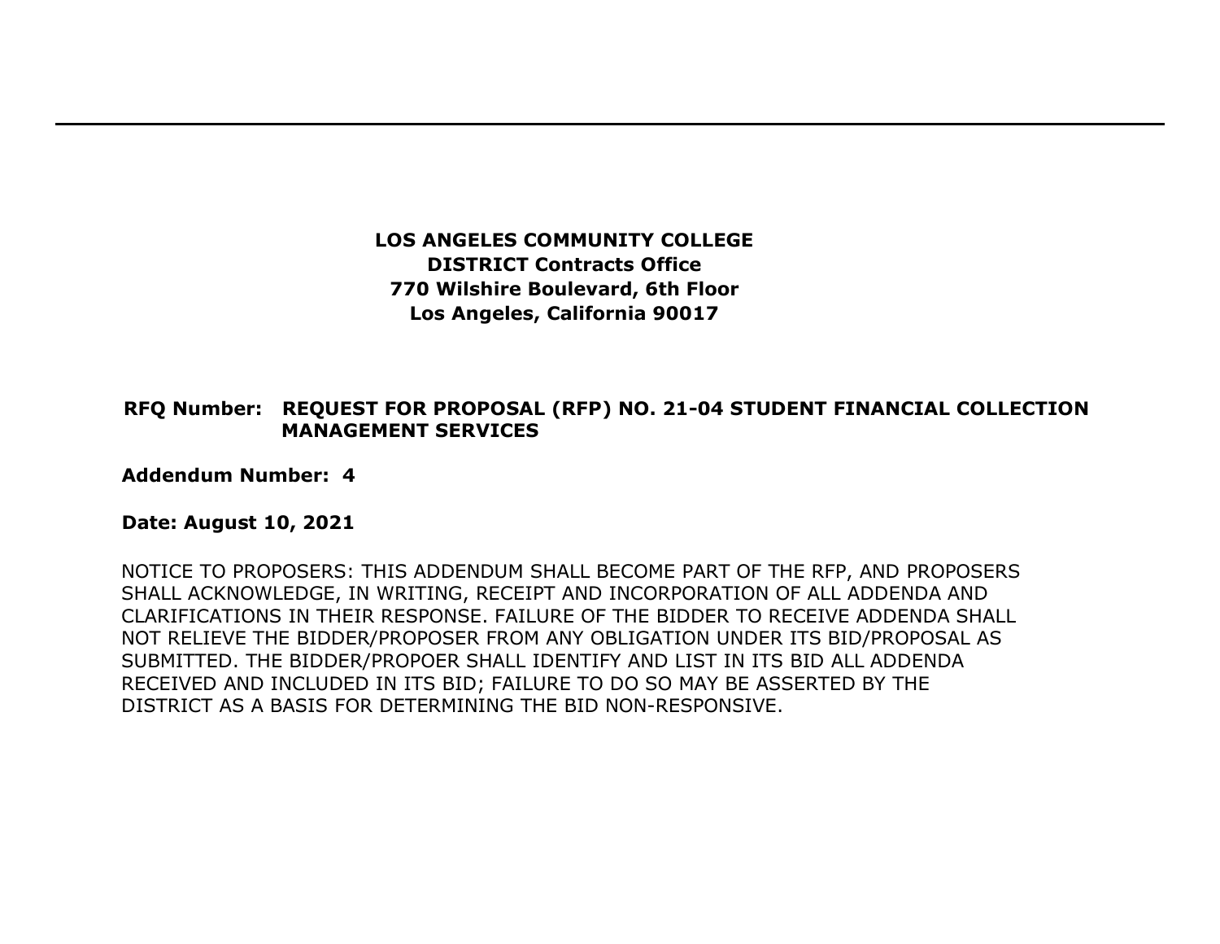**LOS ANGELES COMMUNITY COLLEGE**
**DISTRICT Contracts Office**
**770 Wilshire Boulevard, 6th Floor**
**Los Angeles, California 90017**

**RFQ Number: REQUEST FOR PROPOSAL (RFP) NO. 21-04 STUDENT FINANCIAL COLLECTION MANAGEMENT SERVICES**

**Addendum Number: 4**

**Date: August 10, 2021**

NOTICE TO PROPOSERS: THIS ADDENDUM SHALL BECOME PART OF THE RFP, AND PROPOSERS SHALL ACKNOWLEDGE, IN WRITING, RECEIPT AND INCORPORATION OF ALL ADDENDA AND CLARIFICATIONS IN THEIR RESPONSE. FAILURE OF THE BIDDER TO RECEIVE ADDENDA SHALL NOT RELIEVE THE BIDDER/PROPOSER FROM ANY OBLIGATION UNDER ITS BID/PROPOSAL AS SUBMITTED. THE BIDDER/PROPOER SHALL IDENTIFY AND LIST IN ITS BID ALL ADDENDA RECEIVED AND INCLUDED IN ITS BID; FAILURE TO DO SO MAY BE ASSERTED BY THE DISTRICT AS A BASIS FOR DETERMINING THE BID NON-RESPONSIVE.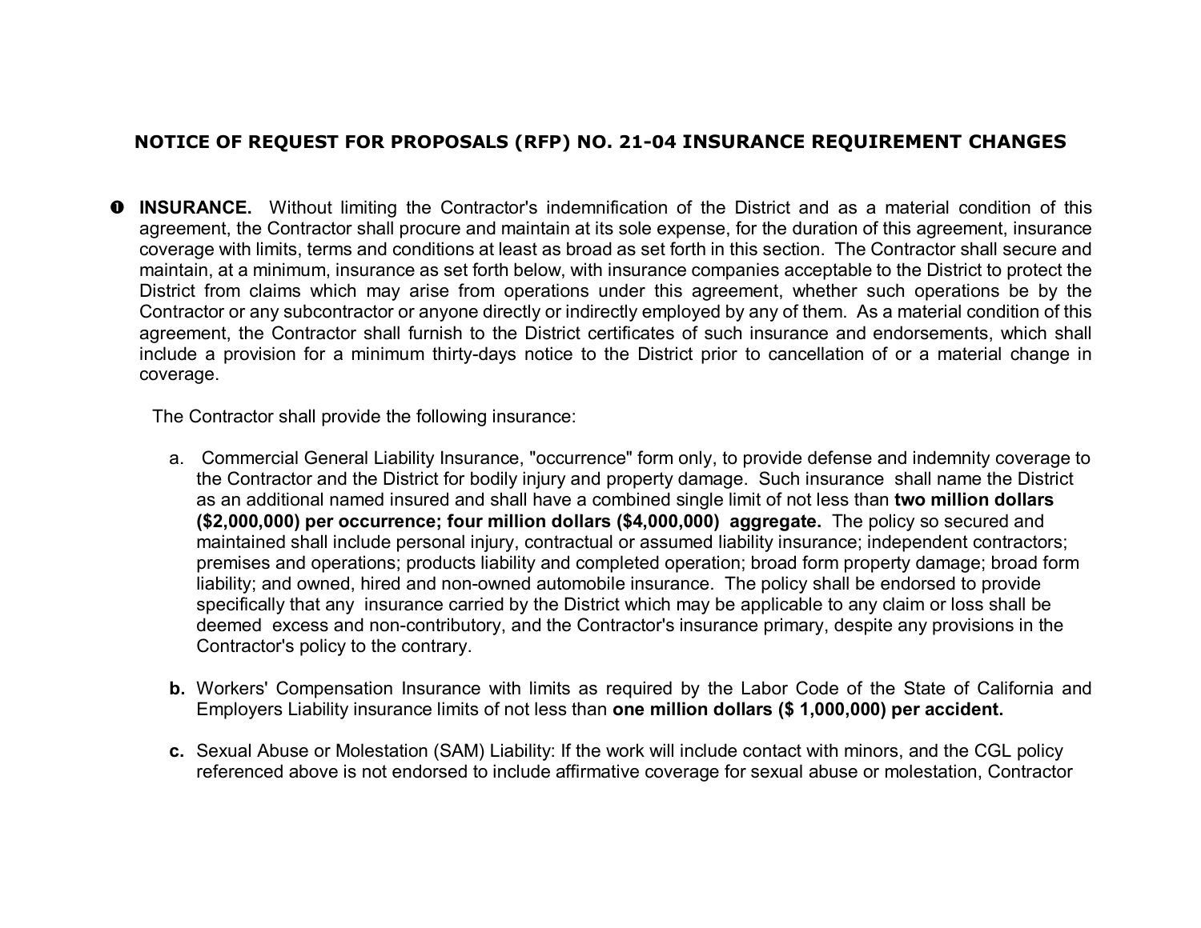# NOTICE OF REQUEST FOR PROPOSALS (RFP) NO. 21-04 INSURANCE REQUIREMENT CHANGES

➊ **INSURANCE.** Without limiting the Contractor's indemnification of the District and as a material condition of this agreement, the Contractor shall procure and maintain at its sole expense, for the duration of this agreement, insurance coverage with limits, terms and conditions at least as broad as set forth in this section. The Contractor shall secure and maintain, at a minimum, insurance as set forth below, with insurance companies acceptable to the District to protect the District from claims which may arise from operations under this agreement, whether such operations be by the Contractor or any subcontractor or anyone directly or indirectly employed by any of them. As a material condition of this agreement, the Contractor shall furnish to the District certificates of such insurance and endorsements, which shall include a provision for a minimum thirty-days notice to the District prior to cancellation of or a material change in coverage.

The Contractor shall provide the following insurance:

a. Commercial General Liability Insurance, "occurrence" form only, to provide defense and indemnity coverage to the Contractor and the District for bodily injury and property damage. Such insurance shall name the District as an additional named insured and shall have a combined single limit of not less than **two million dollars ($2,000,000) per occurrence; four million dollars ($4,000,000) aggregate.** The policy so secured and maintained shall include personal injury, contractual or assumed liability insurance; independent contractors; premises and operations; products liability and completed operation; broad form property damage; broad form liability; and owned, hired and non-owned automobile insurance. The policy shall be endorsed to provide specifically that any insurance carried by the District which may be applicable to any claim or loss shall be deemed excess and non-contributory, and the Contractor's insurance primary, despite any provisions in the Contractor's policy to the contrary.

**b.** Workers' Compensation Insurance with limits as required by the Labor Code of the State of California and Employers Liability insurance limits of not less than **one million dollars ($ 1,000,000) per accident.**

**c.** Sexual Abuse or Molestation (SAM) Liability: If the work will include contact with minors, and the CGL policy referenced above is not endorsed to include affirmative coverage for sexual abuse or molestation, Contractor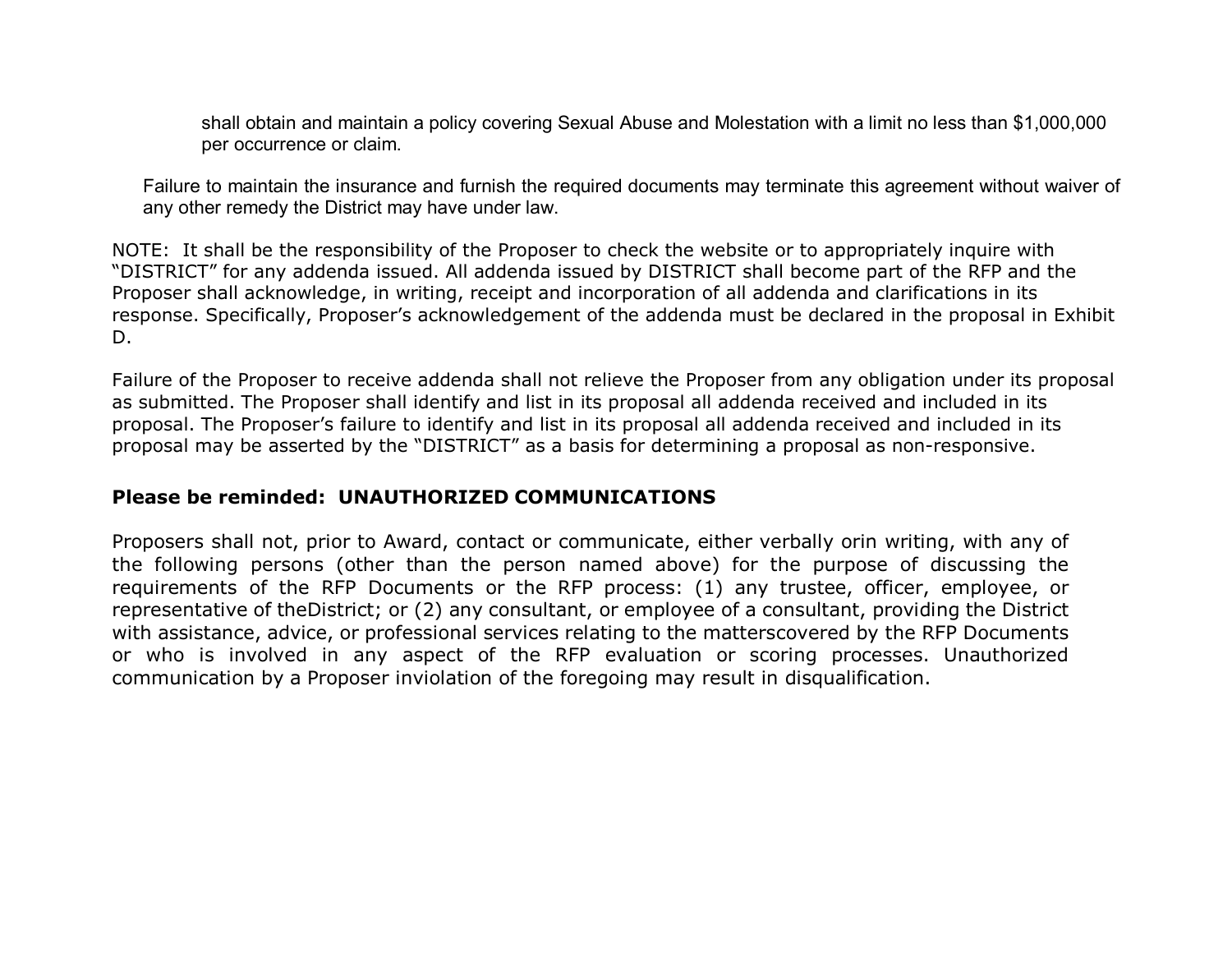shall obtain and maintain a policy covering Sexual Abuse and Molestation with a limit no less than $1,000,000 per occurrence or claim.

Failure to maintain the insurance and furnish the required documents may terminate this agreement without waiver of any other remedy the District may have under law.

NOTE: It shall be the responsibility of the Proposer to check the website or to appropriately inquire with "DISTRICT" for any addenda issued. All addenda issued by DISTRICT shall become part of the RFP and the Proposer shall acknowledge, in writing, receipt and incorporation of all addenda and clarifications in its response. Specifically, Proposer's acknowledgement of the addenda must be declared in the proposal in Exhibit D.

Failure of the Proposer to receive addenda shall not relieve the Proposer from any obligation under its proposal as submitted. The Proposer shall identify and list in its proposal all addenda received and included in its proposal. The Proposer's failure to identify and list in its proposal all addenda received and included in its proposal may be asserted by the "DISTRICT" as a basis for determining a proposal as non-responsive.

**Please be reminded: UNAUTHORIZED COMMUNICATIONS**

Proposers shall not, prior to Award, contact or communicate, either verbally orin writing, with any of the following persons (other than the person named above) for the purpose of discussing the requirements of the RFP Documents or the RFP process: (1) any trustee, officer, employee, or representative of theDistrict; or (2) any consultant, or employee of a consultant, providing the District with assistance, advice, or professional services relating to the matterscovered by the RFP Documents or who is involved in any aspect of the RFP evaluation or scoring processes. Unauthorized communication by a Proposer inviolation of the foregoing may result in disqualification.